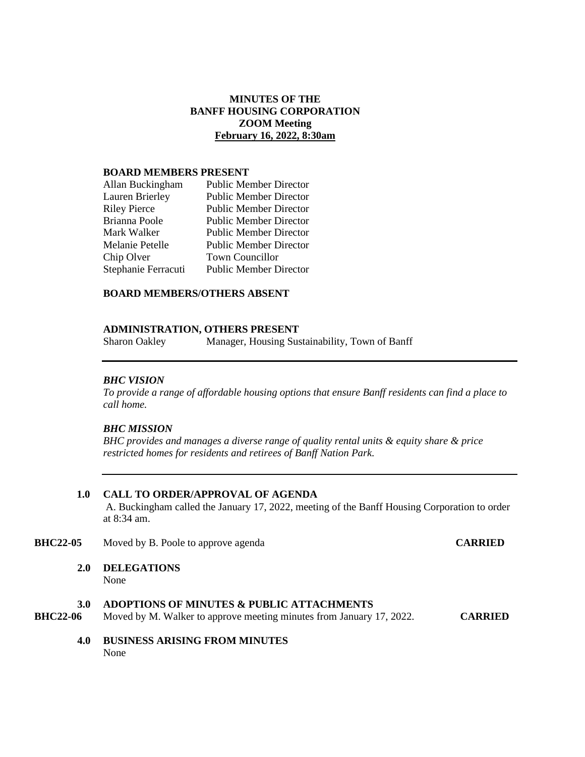# MINUTES OF THE BANFF HOUSING CORPORATION ZOOM Meeting

**February 16, 2022, 8:30am**

**BOARD MEMBERS PRESENT**

| | |
|---|---|
| Allan Buckingham | Public Member Director |
| Lauren Brierley | Public Member Director |
| Riley Pierce | Public Member Director |
| Brianna Poole | Public Member Director |
| Mark Walker | Public Member Director |
| Melanie Petelle | Public Member Director |
| Chip Olver | Town Councillor |
| Stephanie Ferracuti | Public Member Director |

**BOARD MEMBERS/OTHERS ABSENT**

**ADMINISTRATION, OTHERS PRESENT**

Sharon Oakley — Manager, Housing Sustainability, Town of Banff

---

***BHC VISION***

*To provide a range of affordable housing options that ensure Banff residents can find a place to call home.*

***BHC MISSION***

*BHC provides and manages a diverse range of quality rental units & equity share & price restricted homes for residents and retirees of Banff Nation Park.*

---

**1.0 CALL TO ORDER/APPROVAL OF AGENDA**

A. Buckingham called the January 17, 2022, meeting of the Banff Housing Corporation to order at 8:34 am.

**BHC22-05** Moved by B. Poole to approve agenda **CARRIED**

**2.0 DELEGATIONS**

None

**3.0 ADOPTIONS OF MINUTES & PUBLIC ATTACHMENTS**

**BHC22-06** Moved by M. Walker to approve meeting minutes from January 17, 2022. **CARRIED**

**4.0 BUSINESS ARISING FROM MINUTES**

None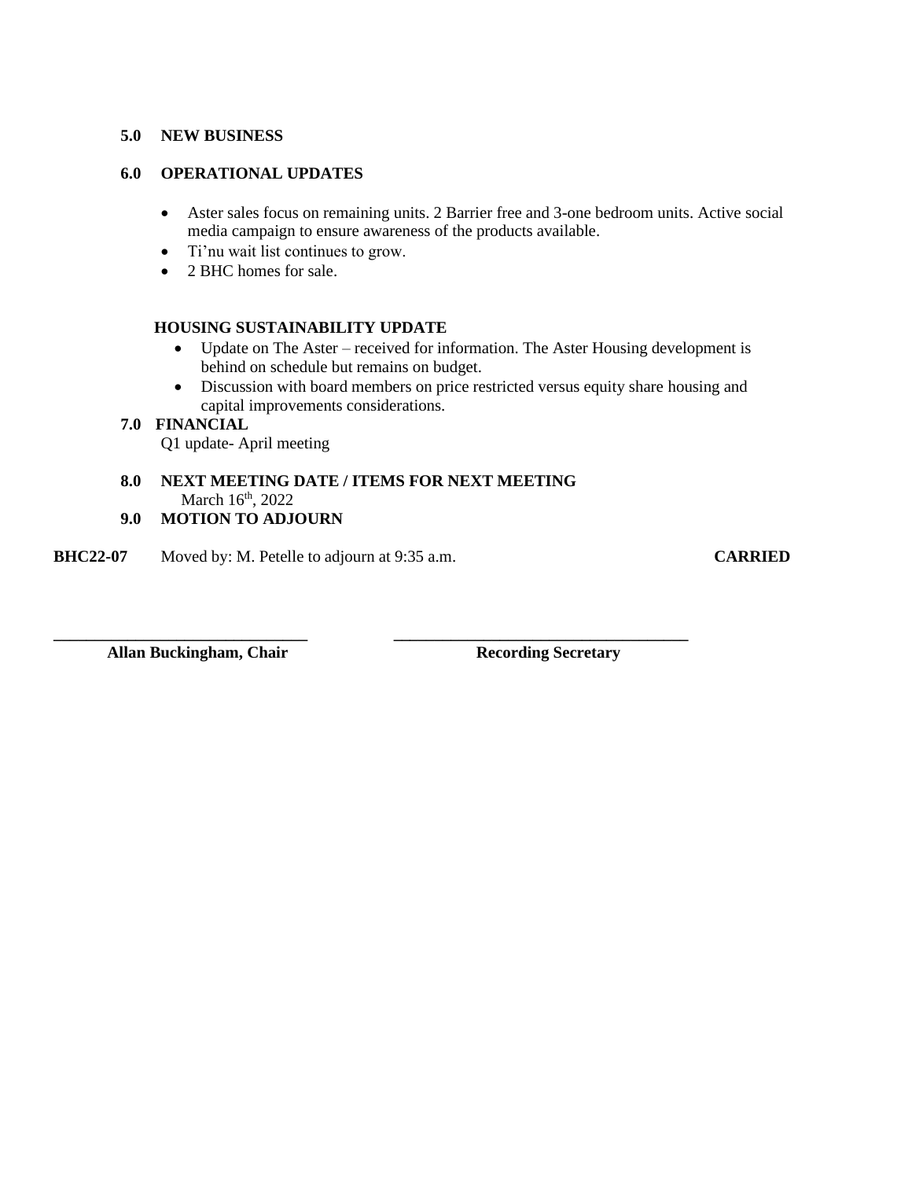**5.0 NEW BUSINESS**

**6.0 OPERATIONAL UPDATES**

- Aster sales focus on remaining units. 2 Barrier free and 3-one bedroom units. Active social media campaign to ensure awareness of the products available.
- Ti'nu wait list continues to grow.
- 2 BHC homes for sale.

**HOUSING SUSTAINABILITY UPDATE**

- Update on The Aster – received for information. The Aster Housing development is behind on schedule but remains on budget.
- Discussion with board members on price restricted versus equity share housing and capital improvements considerations.

**7.0 FINANCIAL**

Q1 update- April meeting

**8.0 NEXT MEETING DATE / ITEMS FOR NEXT MEETING**

March 16th, 2022

**9.0 MOTION TO ADJOURN**

**BHC22-07** Moved by: M. Petelle to adjourn at 9:35 a.m. **CARRIED**

\_\_\_\_\_\_\_\_\_\_\_\_\_\_\_\_\_\_\_\_\_\_\_\_\_\_\_\_\_\_
**Allan Buckingham, Chair**

\_\_\_\_\_\_\_\_\_\_\_\_\_\_\_\_\_\_\_\_\_\_\_\_\_\_\_\_\_\_
**Recording Secretary**